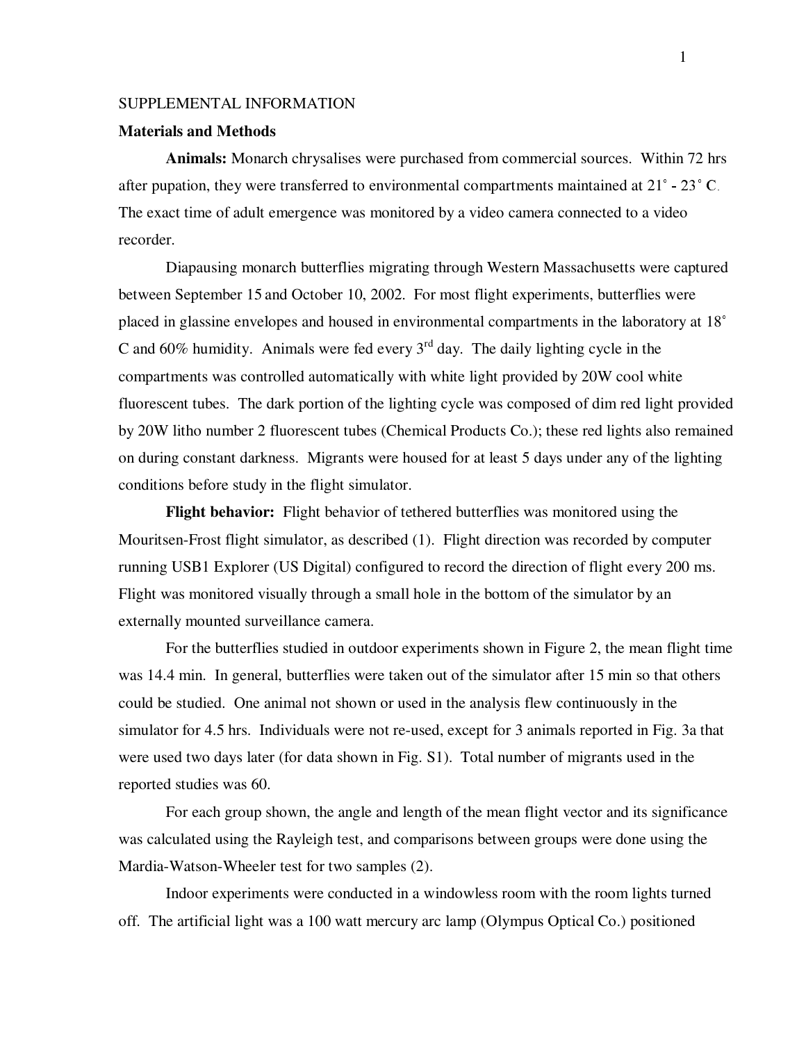SUPPLEMENTAL INFORMATION

**Materials and Methods**

**Animals:** Monarch chrysalises were purchased from commercial sources. Within 72 hrs after pupation, they were transferred to environmental compartments maintained at 21˚ - 23˚ C. The exact time of adult emergence was monitored by a video camera connected to a video recorder.

Diapausing monarch butterflies migrating through Western Massachusetts were captured between September 15 and October 10, 2002. For most flight experiments, butterflies were placed in glassine envelopes and housed in environmental compartments in the laboratory at 18˚ C and 60% humidity. Animals were fed every 3rd day. The daily lighting cycle in the compartments was controlled automatically with white light provided by 20W cool white fluorescent tubes. The dark portion of the lighting cycle was composed of dim red light provided by 20W litho number 2 fluorescent tubes (Chemical Products Co.); these red lights also remained on during constant darkness. Migrants were housed for at least 5 days under any of the lighting conditions before study in the flight simulator.

**Flight behavior:** Flight behavior of tethered butterflies was monitored using the Mouritsen-Frost flight simulator, as described (1). Flight direction was recorded by computer running USB1 Explorer (US Digital) configured to record the direction of flight every 200 ms. Flight was monitored visually through a small hole in the bottom of the simulator by an externally mounted surveillance camera.

For the butterflies studied in outdoor experiments shown in Figure 2, the mean flight time was 14.4 min. In general, butterflies were taken out of the simulator after 15 min so that others could be studied. One animal not shown or used in the analysis flew continuously in the simulator for 4.5 hrs. Individuals were not re-used, except for 3 animals reported in Fig. 3a that were used two days later (for data shown in Fig. S1). Total number of migrants used in the reported studies was 60.

For each group shown, the angle and length of the mean flight vector and its significance was calculated using the Rayleigh test, and comparisons between groups were done using the Mardia-Watson-Wheeler test for two samples (2).

Indoor experiments were conducted in a windowless room with the room lights turned off. The artificial light was a 100 watt mercury arc lamp (Olympus Optical Co.) positioned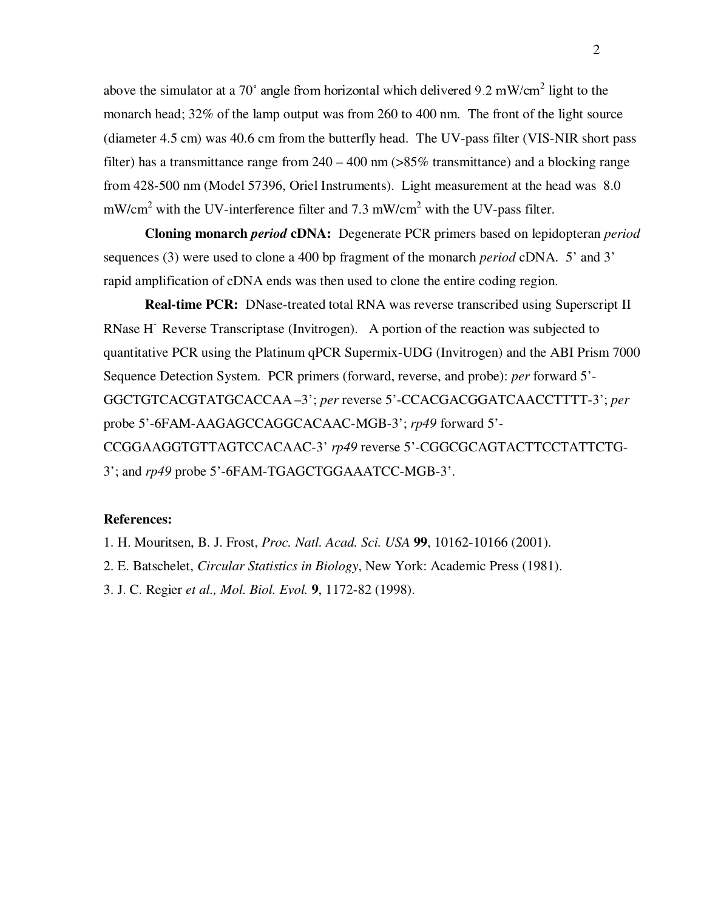above the simulator at a 70° angle from horizontal which delivered 9.2 mW/cm$^2$ light to the monarch head; 32% of the lamp output was from 260 to 400 nm. The front of the light source (diameter 4.5 cm) was 40.6 cm from the butterfly head. The UV-pass filter (VIS-NIR short pass filter) has a transmittance range from 240 – 400 nm (>85% transmittance) and a blocking range from 428-500 nm (Model 57396, Oriel Instruments). Light measurement at the head was 8.0 mW/cm$^2$ with the UV-interference filter and 7.3 mW/cm$^2$ with the UV-pass filter.

**Cloning monarch *period* cDNA:** Degenerate PCR primers based on lepidopteran *period* sequences (3) were used to clone a 400 bp fragment of the monarch *period* cDNA. 5' and 3' rapid amplification of cDNA ends was then used to clone the entire coding region.

**Real-time PCR:** DNase-treated total RNA was reverse transcribed using Superscript II RNase H$^-$ Reverse Transcriptase (Invitrogen). A portion of the reaction was subjected to quantitative PCR using the Platinum qPCR Supermix-UDG (Invitrogen) and the ABI Prism 7000 Sequence Detection System. PCR primers (forward, reverse, and probe): *per* forward 5'-GGCTGTCACGTATGCACCAA –3'; *per* reverse 5'-CCACGACGGATCAACCTTTT-3'; *per* probe 5'-6FAM-AAGAGCCAGGCACAAC-MGB-3'; *rp49* forward 5'-CCGGAAGGTGTTAGTCCACAAC-3' *rp49* reverse 5'-CGGCGCAGTACTTCCTATTCTG-3'; and *rp49* probe 5'-6FAM-TGAGCTGGAAATCC-MGB-3'.

**References:**

1. H. Mouritsen, B. J. Frost, *Proc. Natl. Acad. Sci. USA* **99**, 10162-10166 (2001).
2. E. Batschelet, *Circular Statistics in Biology*, New York: Academic Press (1981).
3. J. C. Regier *et al., Mol. Biol. Evol.* **9**, 1172-82 (1998).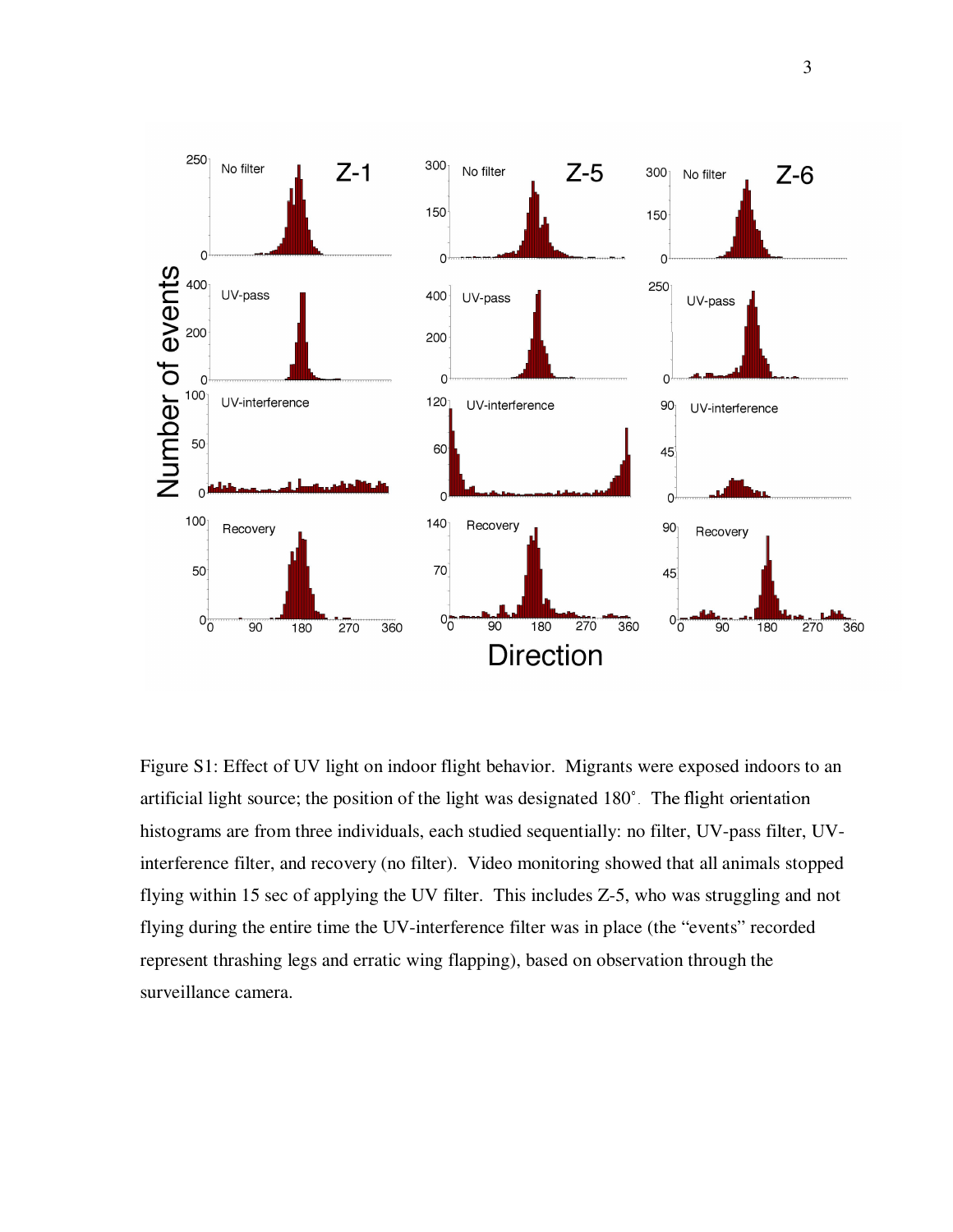Figure S1: Effect of UV light on indoor flight behavior. Migrants were exposed indoors to an artificial light source; the position of the light was designated 180°. The flight orientation histograms are from three individuals, each studied sequentially: no filter, UV-pass filter, UV-interference filter, and recovery (no filter). Video monitoring showed that all animals stopped flying within 15 sec of applying the UV filter. This includes Z-5, who was struggling and not flying during the entire time the UV-interference filter was in place (the "events" recorded represent thrashing legs and erratic wing flapping), based on observation through the surveillance camera.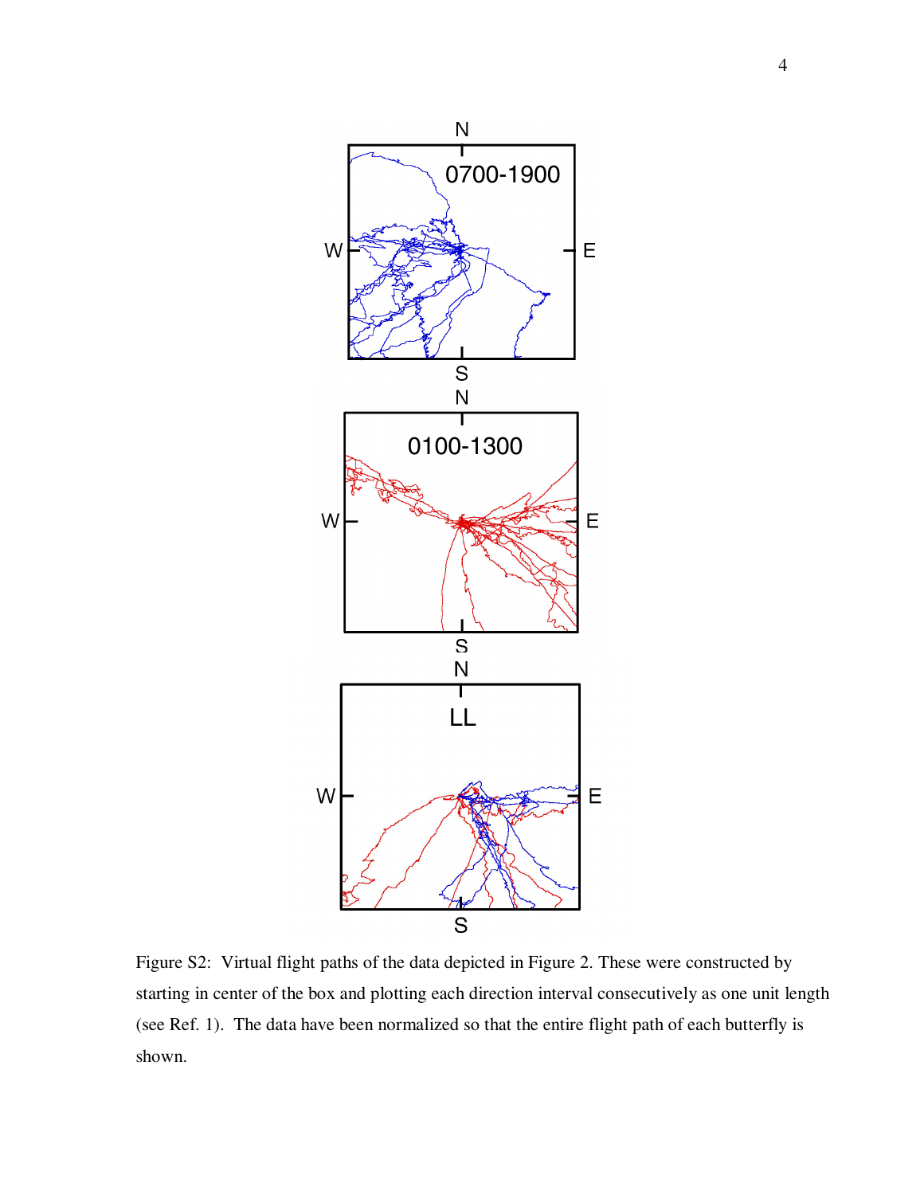N

0700-1900

W

E

S

N

0100-1300

W

E

S

N

LL

W

E

S

Figure S2: Virtual flight paths of the data depicted in Figure 2. These were constructed by starting in center of the box and plotting each direction interval consecutively as one unit length (see Ref. 1). The data have been normalized so that the entire flight path of each butterfly is shown.